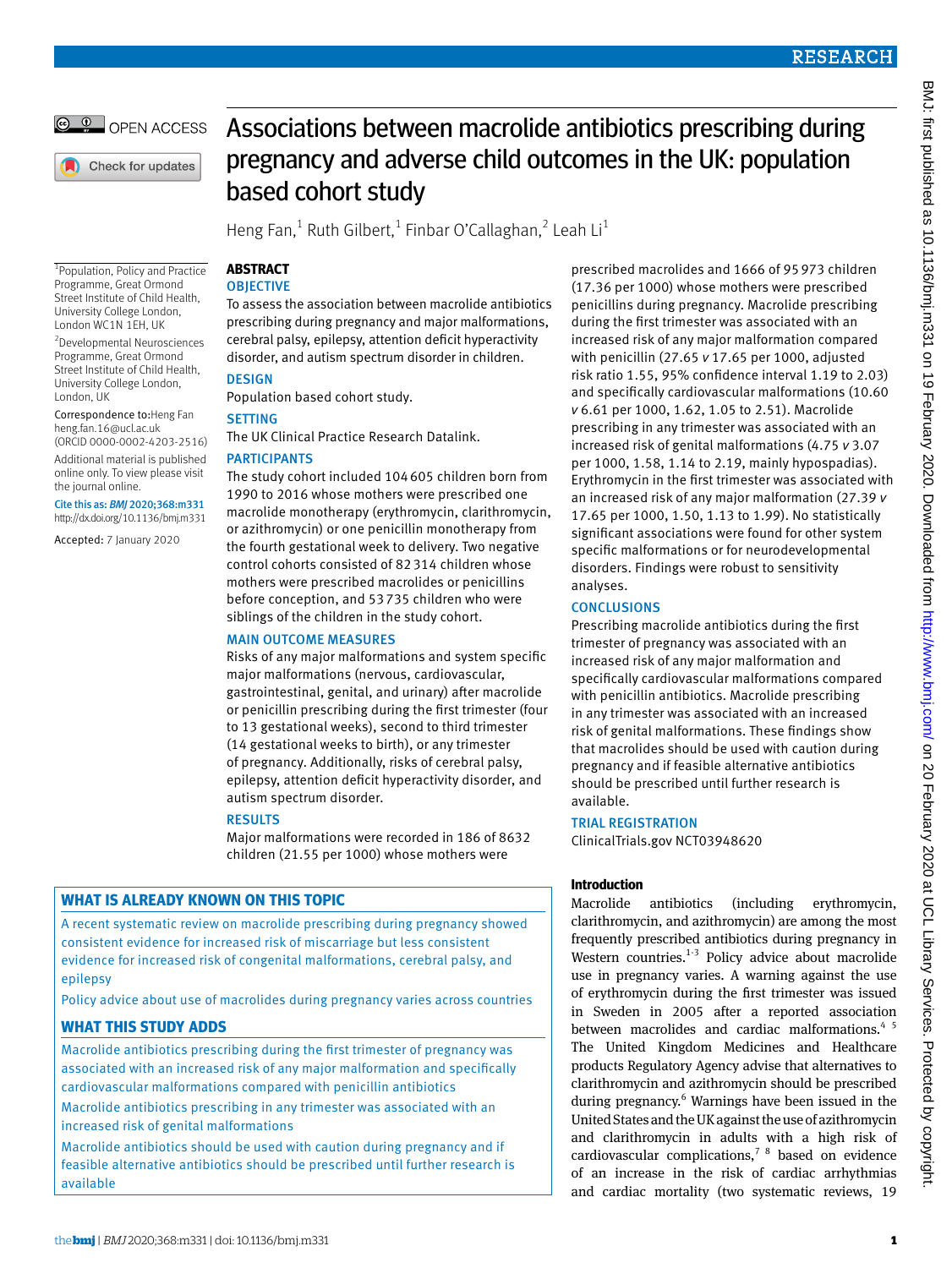# Associations between macrolide antibiotics prescribing during pregnancy and adverse child outcomes in the UK: population based cohort study

Heng Fan,[1] Ruth Gilbert,[1] Finbar O'Callaghan,[2] Leah Li[1]

[1]Population, Policy and Practice Programme, Great Ormond Street Institute of Child Health, University College London, London WC1N 1EH, UK

[2]Developmental Neurosciences Programme, Great Ormond Street Institute of Child Health, University College London, London, UK

Correspondence to: Heng Fan heng.fan.16@ucl.ac.uk (ORCID 0000-0002-4203-2516)

Additional material is published online only. To view please visit the journal online.

Cite this as: *BMJ* 2020;368:m331 http://dx.doi.org/10.1136/bmj.m331

Accepted: 7 January 2020

## ABSTRACT

### OBJECTIVE

To assess the association between macrolide antibiotics prescribing during pregnancy and major malformations, cerebral palsy, epilepsy, attention deficit hyperactivity disorder, and autism spectrum disorder in children.

### DESIGN

Population based cohort study.

### SETTING

The UK Clinical Practice Research Datalink.

### PARTICIPANTS

The study cohort included 104 605 children born from 1990 to 2016 whose mothers were prescribed one macrolide monotherapy (erythromycin, clarithromycin, or azithromycin) or one penicillin monotherapy from the fourth gestational week to delivery. Two negative control cohorts consisted of 82 314 children whose mothers were prescribed macrolides or penicillins before conception, and 53 735 children who were siblings of the children in the study cohort.

### MAIN OUTCOME MEASURES

Risks of any major malformations and system specific major malformations (nervous, cardiovascular, gastrointestinal, genital, and urinary) after macrolide or penicillin prescribing during the first trimester (four to 13 gestational weeks), second to third trimester (14 gestational weeks to birth), or any trimester of pregnancy. Additionally, risks of cerebral palsy, epilepsy, attention deficit hyperactivity disorder, and autism spectrum disorder.

### RESULTS

Major malformations were recorded in 186 of 8632 children (21.55 per 1000) whose mothers were prescribed macrolides and 1666 of 95 973 children (17.36 per 1000) whose mothers were prescribed penicillins during pregnancy. Macrolide prescribing during the first trimester was associated with an increased risk of any major malformation compared with penicillin (27.65 *v* 17.65 per 1000, adjusted risk ratio 1.55, 95% confidence interval 1.19 to 2.03) and specifically cardiovascular malformations (10.60 *v* 6.61 per 1000, 1.62, 1.05 to 2.51). Macrolide prescribing in any trimester was associated with an increased risk of genital malformations (4.75 *v* 3.07 per 1000, 1.58, 1.14 to 2.19, mainly hypospadias). Erythromycin in the first trimester was associated with an increased risk of any major malformation (27.39 *v* 17.65 per 1000, 1.50, 1.13 to 1.99). No statistically significant associations were found for other system specific malformations or for neurodevelopmental disorders. Findings were robust to sensitivity analyses.

### CONCLUSIONS

Prescribing macrolide antibiotics during the first trimester of pregnancy was associated with an increased risk of any major malformation and specifically cardiovascular malformations compared with penicillin antibiotics. Macrolide prescribing in any trimester was associated with an increased risk of genital malformations. These findings show that macrolides should be used with caution during pregnancy and if feasible alternative antibiotics should be prescribed until further research is available.

### TRIAL REGISTRATION

ClinicalTrials.gov NCT03948620

## WHAT IS ALREADY KNOWN ON THIS TOPIC

A recent systematic review on macrolide prescribing during pregnancy showed consistent evidence for increased risk of miscarriage but less consistent evidence for increased risk of congenital malformations, cerebral palsy, and epilepsy

Policy advice about use of macrolides during pregnancy varies across countries

## WHAT THIS STUDY ADDS

Macrolide antibiotics prescribing during the first trimester of pregnancy was associated with an increased risk of any major malformation and specifically cardiovascular malformations compared with penicillin antibiotics

Macrolide antibiotics prescribing in any trimester was associated with an increased risk of genital malformations

Macrolide antibiotics should be used with caution during pregnancy and if feasible alternative antibiotics should be prescribed until further research is available

## Introduction

Macrolide antibiotics (including erythromycin, clarithromycin, and azithromycin) are among the most frequently prescribed antibiotics during pregnancy in Western countries.[1-3] Policy advice about macrolide use in pregnancy varies. A warning against the use of erythromycin during the first trimester was issued in Sweden in 2005 after a reported association between macrolides and cardiac malformations.[4,5] The United Kingdom Medicines and Healthcare products Regulatory Agency advise that alternatives to clarithromycin and azithromycin should be prescribed during pregnancy.[6] Warnings have been issued in the United States and the UK against the use of azithromycin and clarithromycin in adults with a high risk of cardiovascular complications,[7,8] based on evidence of an increase in the risk of cardiac arrhythmias and cardiac mortality (two systematic reviews, 19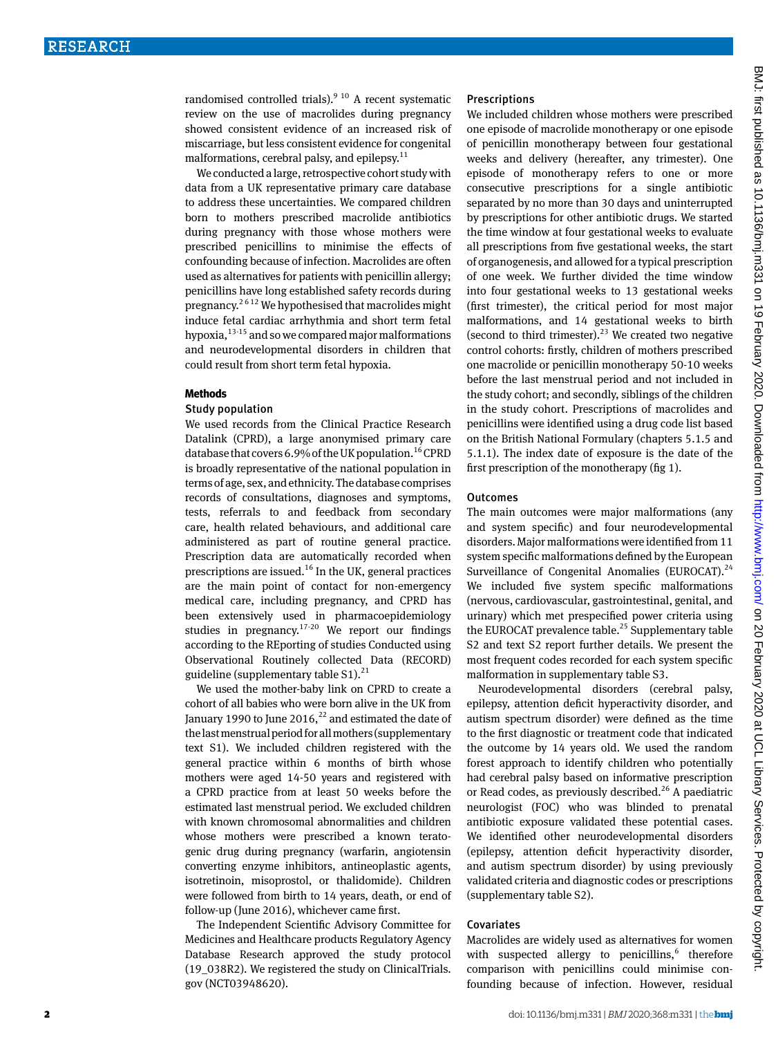randomised controlled trials).[9 10] A recent systematic review on the use of macrolides during pregnancy showed consistent evidence of an increased risk of miscarriage, but less consistent evidence for congenital malformations, cerebral palsy, and epilepsy.[11]

We conducted a large, retrospective cohort study with data from a UK representative primary care database to address these uncertainties. We compared children born to mothers prescribed macrolide antibiotics during pregnancy with those whose mothers were prescribed penicillins to minimise the effects of confounding because of infection. Macrolides are often used as alternatives for patients with penicillin allergy; penicillins have long established safety records during pregnancy.[2 6 12] We hypothesised that macrolides might induce fetal cardiac arrhythmia and short term fetal hypoxia,[13-15] and so we compared major malformations and neurodevelopmental disorders in children that could result from short term fetal hypoxia.

## Methods

### Study population

We used records from the Clinical Practice Research Datalink (CPRD), a large anonymised primary care database that covers 6.9% of the UK population.[16] CPRD is broadly representative of the national population in terms of age, sex, and ethnicity. The database comprises records of consultations, diagnoses and symptoms, tests, referrals to and feedback from secondary care, health related behaviours, and additional care administered as part of routine general practice. Prescription data are automatically recorded when prescriptions are issued.[16] In the UK, general practices are the main point of contact for non-emergency medical care, including pregnancy, and CPRD has been extensively used in pharmacoepidemiology studies in pregnancy.[17-20] We report our findings according to the REporting of studies Conducted using Observational Routinely collected Data (RECORD) guideline (supplementary table S1).[21]

We used the mother-baby link on CPRD to create a cohort of all babies who were born alive in the UK from January 1990 to June 2016,[22] and estimated the date of the last menstrual period for all mothers (supplementary text S1). We included children registered with the general practice within 6 months of birth whose mothers were aged 14-50 years and registered with a CPRD practice from at least 50 weeks before the estimated last menstrual period. We excluded children with known chromosomal abnormalities and children whose mothers were prescribed a known teratogenic drug during pregnancy (warfarin, angiotensin converting enzyme inhibitors, antineoplastic agents, isotretinoin, misoprostol, or thalidomide). Children were followed from birth to 14 years, death, or end of follow-up (June 2016), whichever came first.

The Independent Scientific Advisory Committee for Medicines and Healthcare products Regulatory Agency Database Research approved the study protocol (19_038R2). We registered the study on ClinicalTrials.gov (NCT03948620).

### Prescriptions

We included children whose mothers were prescribed one episode of macrolide monotherapy or one episode of penicillin monotherapy between four gestational weeks and delivery (hereafter, any trimester). One episode of monotherapy refers to one or more consecutive prescriptions for a single antibiotic separated by no more than 30 days and uninterrupted by prescriptions for other antibiotic drugs. We started the time window at four gestational weeks to evaluate all prescriptions from five gestational weeks, the start of organogenesis, and allowed for a typical prescription of one week. We further divided the time window into four gestational weeks to 13 gestational weeks (first trimester), the critical period for most major malformations, and 14 gestational weeks to birth (second to third trimester).[23] We created two negative control cohorts: firstly, children of mothers prescribed one macrolide or penicillin monotherapy 50-10 weeks before the last menstrual period and not included in the study cohort; and secondly, siblings of the children in the study cohort. Prescriptions of macrolides and penicillins were identified using a drug code list based on the British National Formulary (chapters 5.1.5 and 5.1.1). The index date of exposure is the date of the first prescription of the monotherapy (fig 1).

### Outcomes

The main outcomes were major malformations (any and system specific) and four neurodevelopmental disorders. Major malformations were identified from 11 system specific malformations defined by the European Surveillance of Congenital Anomalies (EUROCAT).[24] We included five system specific malformations (nervous, cardiovascular, gastrointestinal, genital, and urinary) which met prespecified power criteria using the EUROCAT prevalence table.[25] Supplementary table S2 and text S2 report further details. We present the most frequent codes recorded for each system specific malformation in supplementary table S3.

Neurodevelopmental disorders (cerebral palsy, epilepsy, attention deficit hyperactivity disorder, and autism spectrum disorder) were defined as the time to the first diagnostic or treatment code that indicated the outcome by 14 years old. We used the random forest approach to identify children who potentially had cerebral palsy based on informative prescription or Read codes, as previously described.[26] A paediatric neurologist (FOC) who was blinded to prenatal antibiotic exposure validated these potential cases. We identified other neurodevelopmental disorders (epilepsy, attention deficit hyperactivity disorder, and autism spectrum disorder) by using previously validated criteria and diagnostic codes or prescriptions (supplementary table S2).

### Covariates

Macrolides are widely used as alternatives for women with suspected allergy to penicillins,[6] therefore comparison with penicillins could minimise confounding because of infection. However, residual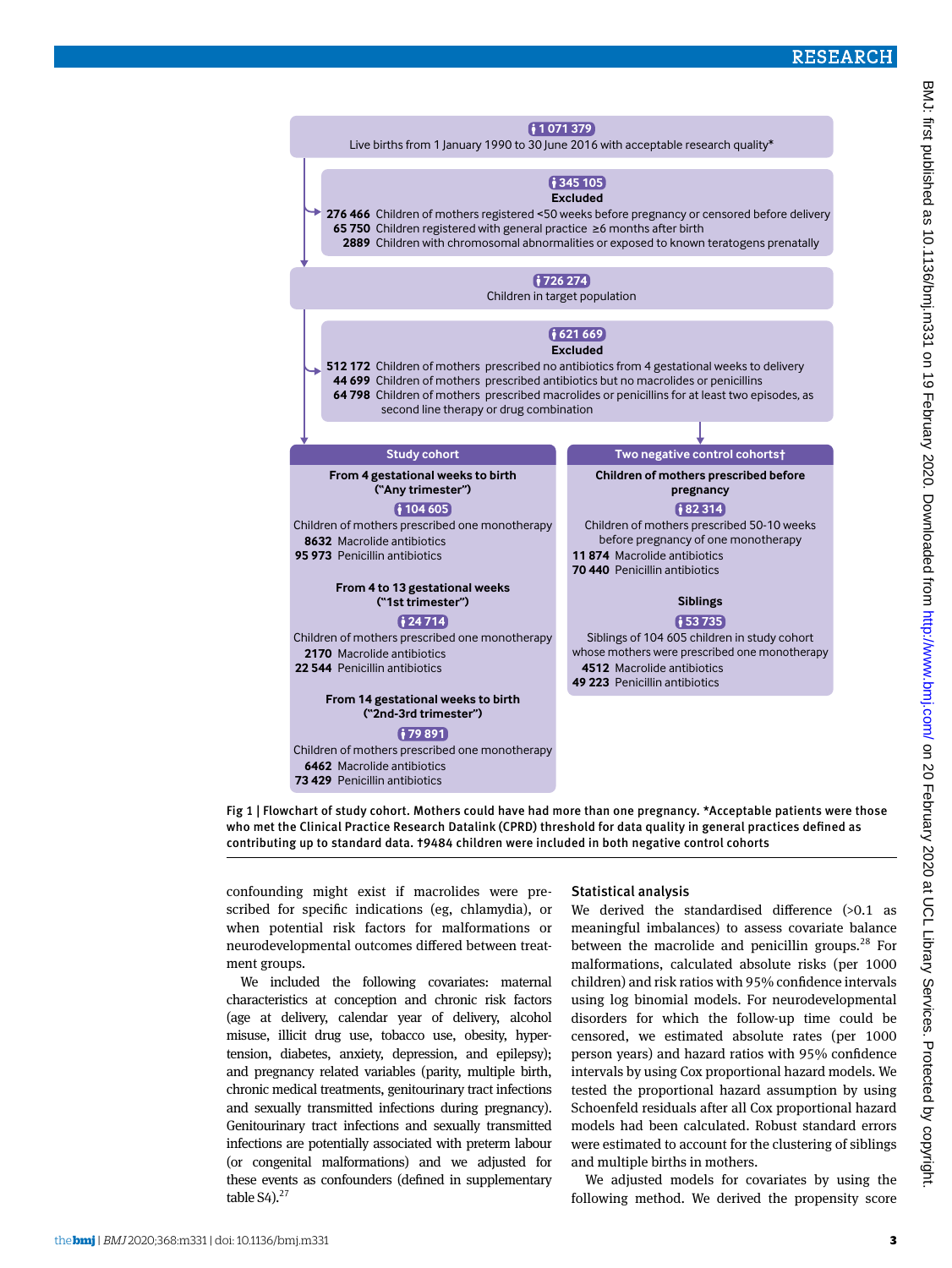Live births from 1 January 1990 to 30 June 2016 with acceptable research quality* (n=1 071 379)

Excluded (n=345 105)
- 276 466 Children of mothers registered <50 weeks before pregnancy or censored before delivery
- 65 750 Children registered with general practice ≥6 months after birth
- 2889 Children with chromosomal abnormalities or exposed to known teratogens prenatally

Children in target population (n=726 274)

Excluded (n=621 669)
- 512 172 Children of mothers prescribed no antibiotics from 4 gestational weeks to delivery
- 44 699 Children of mothers prescribed antibiotics but no macrolides or penicillins
- 64 798 Children of mothers prescribed macrolides or penicillins for at least two episodes, as second line therapy or drug combination

**Study cohort**

From 4 gestational weeks to birth ("Any trimester") (n=104 605)
Children of mothers prescribed one monotherapy
- 8632 Macrolide antibiotics
- 95 973 Penicillin antibiotics

From 4 to 13 gestational weeks ("1st trimester") (n=24 714)
Children of mothers prescribed one monotherapy
- 2170 Macrolide antibiotics
- 22 544 Penicillin antibiotics

From 14 gestational weeks to birth ("2nd-3rd trimester") (n=79 891)
Children of mothers prescribed one monotherapy
- 6462 Macrolide antibiotics
- 73 429 Penicillin antibiotics

**Two negative control cohorts†**

Children of mothers prescribed before pregnancy (n=82 314)
Children of mothers prescribed 50-10 weeks before pregnancy of one monotherapy
- 11 874 Macrolide antibiotics
- 70 440 Penicillin antibiotics

Siblings (n=53 735)
Siblings of 104 605 children in study cohort whose mothers were prescribed one monotherapy
- 4512 Macrolide antibiotics
- 49 223 Penicillin antibiotics

Fig 1 | Flowchart of study cohort. Mothers could have had more than one pregnancy. *Acceptable patients were those who met the Clinical Practice Research Datalink (CPRD) threshold for data quality in general practices defined as contributing up to standard data. †9484 children were included in both negative control cohorts

confounding might exist if macrolides were prescribed for specific indications (eg, chlamydia), or when potential risk factors for malformations or neurodevelopmental outcomes differed between treatment groups.

We included the following covariates: maternal characteristics at conception and chronic risk factors (age at delivery, calendar year of delivery, alcohol misuse, illicit drug use, tobacco use, obesity, hypertension, diabetes, anxiety, depression, and epilepsy); and pregnancy related variables (parity, multiple birth, chronic medical treatments, genitourinary tract infections and sexually transmitted infections during pregnancy). Genitourinary tract infections and sexually transmitted infections are potentially associated with preterm labour (or congenital malformations) and we adjusted for these events as confounders (defined in supplementary table S4).[27]

### Statistical analysis

We derived the standardised difference (>0.1 as meaningful imbalances) to assess covariate balance between the macrolide and penicillin groups.[28] For malformations, calculated absolute risks (per 1000 children) and risk ratios with 95% confidence intervals using log binomial models. For neurodevelopmental disorders for which the follow-up time could be censored, we estimated absolute rates (per 1000 person years) and hazard ratios with 95% confidence intervals by using Cox proportional hazard models. We tested the proportional hazard assumption by using Schoenfeld residuals after all Cox proportional hazard models had been calculated. Robust standard errors were estimated to account for the clustering of siblings and multiple births in mothers.

We adjusted models for covariates by using the following method. We derived the propensity score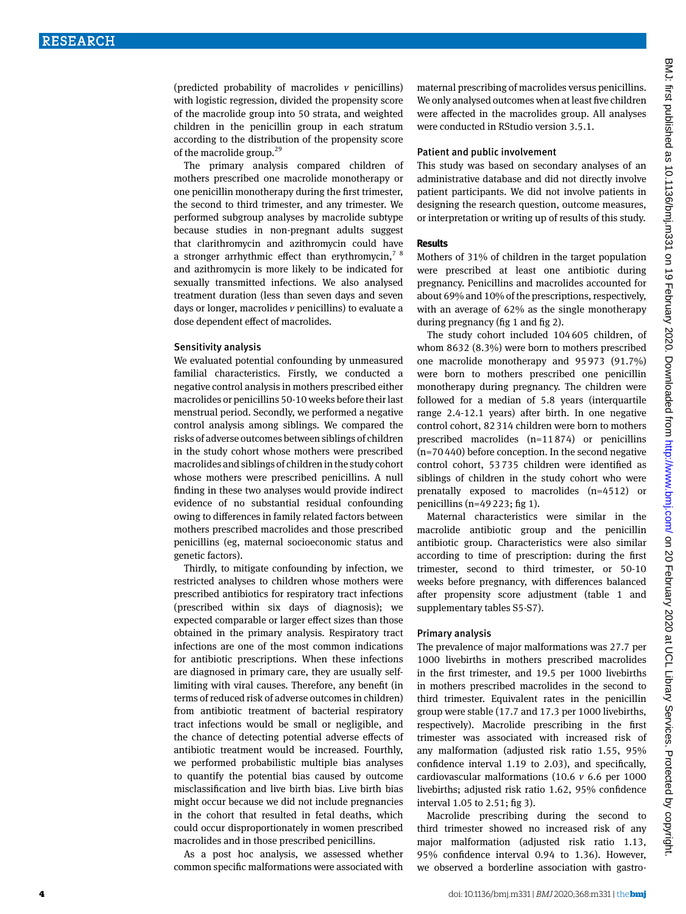(predicted probability of macrolides *v* penicillins) with logistic regression, divided the propensity score of the macrolide group into 50 strata, and weighted children in the penicillin group in each stratum according to the distribution of the propensity score of the macrolide group.[29]

The primary analysis compared children of mothers prescribed one macrolide monotherapy or one penicillin monotherapy during the first trimester, the second to third trimester, and any trimester. We performed subgroup analyses by macrolide subtype because studies in non-pregnant adults suggest that clarithromycin and azithromycin could have a stronger arrhythmic effect than erythromycin,[7 8] and azithromycin is more likely to be indicated for sexually transmitted infections. We also analysed treatment duration (less than seven days and seven days or longer, macrolides *v* penicillins) to evaluate a dose dependent effect of macrolides.

### Sensitivity analysis

We evaluated potential confounding by unmeasured familial characteristics. Firstly, we conducted a negative control analysis in mothers prescribed either macrolides or penicillins 50-10 weeks before their last menstrual period. Secondly, we performed a negative control analysis among siblings. We compared the risks of adverse outcomes between siblings of children in the study cohort whose mothers were prescribed macrolides and siblings of children in the study cohort whose mothers were prescribed penicillins. A null finding in these two analyses would provide indirect evidence of no substantial residual confounding owing to differences in family related factors between mothers prescribed macrolides and those prescribed penicillins (eg, maternal socioeconomic status and genetic factors).

Thirdly, to mitigate confounding by infection, we restricted analyses to children whose mothers were prescribed antibiotics for respiratory tract infections (prescribed within six days of diagnosis); we expected comparable or larger effect sizes than those obtained in the primary analysis. Respiratory tract infections are one of the most common indications for antibiotic prescriptions. When these infections are diagnosed in primary care, they are usually self-limiting with viral causes. Therefore, any benefit (in terms of reduced risk of adverse outcomes in children) from antibiotic treatment of bacterial respiratory tract infections would be small or negligible, and the chance of detecting potential adverse effects of antibiotic treatment would be increased. Fourthly, we performed probabilistic multiple bias analyses to quantify the potential bias caused by outcome misclassification and live birth bias. Live birth bias might occur because we did not include pregnancies in the cohort that resulted in fetal deaths, which could occur disproportionately in women prescribed macrolides and in those prescribed penicillins.

As a post hoc analysis, we assessed whether common specific malformations were associated with maternal prescribing of macrolides versus penicillins. We only analysed outcomes when at least five children were affected in the macrolides group. All analyses were conducted in RStudio version 3.5.1.

### Patient and public involvement

This study was based on secondary analyses of an administrative database and did not directly involve patient participants. We did not involve patients in designing the research question, outcome measures, or interpretation or writing up of results of this study.

## Results

Mothers of 31% of children in the target population were prescribed at least one antibiotic during pregnancy. Penicillins and macrolides accounted for about 69% and 10% of the prescriptions, respectively, with an average of 62% as the single monotherapy during pregnancy (fig 1 and fig 2).

The study cohort included 104 605 children, of whom 8632 (8.3%) were born to mothers prescribed one macrolide monotherapy and 95 973 (91.7%) were born to mothers prescribed one penicillin monotherapy during pregnancy. The children were followed for a median of 5.8 years (interquartile range 2.4-12.1 years) after birth. In one negative control cohort, 82 314 children were born to mothers prescribed macrolides (n=11 874) or penicillins (n=70 440) before conception. In the second negative control cohort, 53 735 children were identified as siblings of children in the study cohort who were prenatally exposed to macrolides (n=4512) or penicillins (n=49 223; fig 1).

Maternal characteristics were similar in the macrolide antibiotic group and the penicillin antibiotic group. Characteristics were also similar according to time of prescription: during the first trimester, second to third trimester, or 50-10 weeks before pregnancy, with differences balanced after propensity score adjustment (table 1 and supplementary tables S5-S7).

### Primary analysis

The prevalence of major malformations was 27.7 per 1000 livebirths in mothers prescribed macrolides in the first trimester, and 19.5 per 1000 livebirths in mothers prescribed macrolides in the second to third trimester. Equivalent rates in the penicillin group were stable (17.7 and 17.3 per 1000 livebirths, respectively). Macrolide prescribing in the first trimester was associated with increased risk of any malformation (adjusted risk ratio 1.55, 95% confidence interval 1.19 to 2.03), and specifically, cardiovascular malformations (10.6 *v* 6.6 per 1000 livebirths; adjusted risk ratio 1.62, 95% confidence interval 1.05 to 2.51; fig 3).

Macrolide prescribing during the second to third trimester showed no increased risk of any major malformation (adjusted risk ratio 1.13, 95% confidence interval 0.94 to 1.36). However, we observed a borderline association with gastro-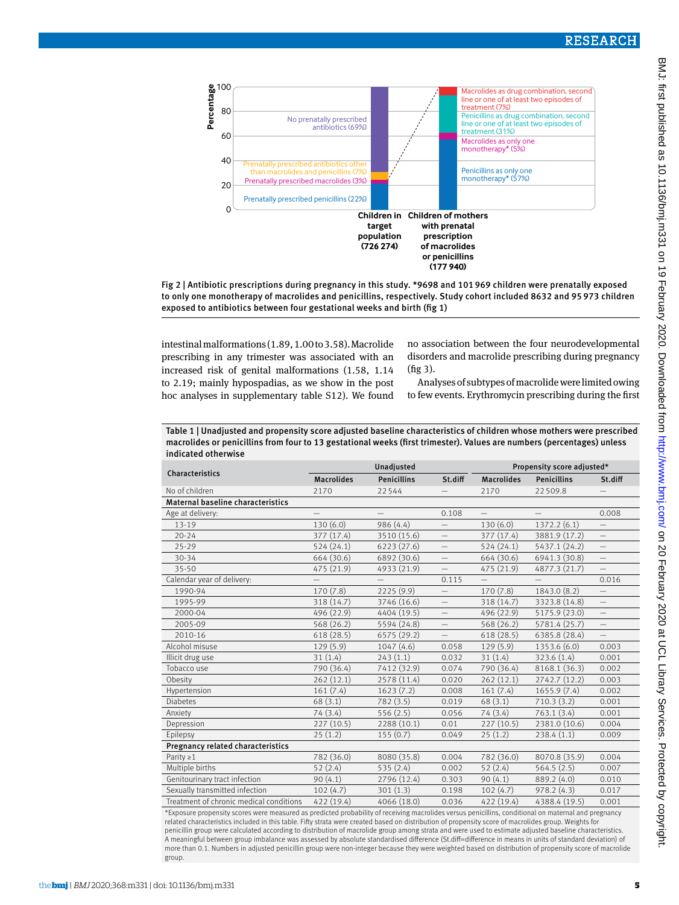Fig 2 | Antibiotic prescriptions during pregnancy in this study. *9698 and 101 969 children were prenatally exposed to only one monotherapy of macrolides and penicillins, respectively. Study cohort included 8632 and 95 973 children exposed to antibiotics between four gestational weeks and birth (fig 1)

intestinal malformations (1.89, 1.00 to 3.58). Macrolide prescribing in any trimester was associated with an increased risk of genital malformations (1.58, 1.14 to 2.19; mainly hypospadias, as we show in the post hoc analyses in supplementary table S12). We found no association between the four neurodevelopmental disorders and macrolide prescribing during pregnancy (fig 3).

Analyses of subtypes of macrolide were limited owing to few events. Erythromycin prescribing during the first

Table 1 | Unadjusted and propensity score adjusted baseline characteristics of children whose mothers were prescribed macrolides or penicillins from four to 13 gestational weeks (first trimester). Values are numbers (percentages) unless indicated otherwise

| Characteristics | Unadjusted | | | Propensity score adjusted* | | |
|---|---|---|---|---|---|---|
| | Macrolides | Penicillins | St.diff | Macrolides | Penicillins | St.diff |
| No of children | 2170 | 22 544 | — | 2170 | 22 509.8 | — |
| **Maternal baseline characteristics** | | | | | | |
| Age at delivery: | — | — | 0.108 | — | — | 0.008 |
| 13-19 | 130 (6.0) | 986 (4.4) | — | 130 (6.0) | 1372.2 (6.1) | — |
| 20-24 | 377 (17.4) | 3510 (15.6) | — | 377 (17.4) | 3881.9 (17.2) | — |
| 25-29 | 524 (24.1) | 6223 (27.6) | — | 524 (24.1) | 5437.1 (24.2) | — |
| 30-34 | 664 (30.6) | 6892 (30.6) | — | 664 (30.6) | 6941.3 (30.8) | — |
| 35-50 | 475 (21.9) | 4933 (21.9) | — | 475 (21.9) | 4877.3 (21.7) | — |
| Calendar year of delivery: | — | — | 0.115 | — | — | 0.016 |
| 1990-94 | 170 (7.8) | 2225 (9.9) | — | 170 (7.8) | 1843.0 (8.2) | — |
| 1995-99 | 318 (14.7) | 3746 (16.6) | — | 318 (14.7) | 3323.8 (14.8) | — |
| 2000-04 | 496 (22.9) | 4404 (19.5) | — | 496 (22.9) | 5175.9 (23.0) | — |
| 2005-09 | 568 (26.2) | 5594 (24.8) | — | 568 (26.2) | 5781.4 (25.7) | — |
| 2010-16 | 618 (28.5) | 6575 (29.2) | — | 618 (28.5) | 6385.8 (28.4) | — |
| Alcohol misuse | 129 (5.9) | 1047 (4.6) | 0.058 | 129 (5.9) | 1353.6 (6.0) | 0.003 |
| Illicit drug use | 31 (1.4) | 243 (1.1) | 0.032 | 31 (1.4) | 323.6 (1.4) | 0.001 |
| Tobacco use | 790 (36.4) | 7412 (32.9) | 0.074 | 790 (36.4) | 8168.1 (36.3) | 0.002 |
| Obesity | 262 (12.1) | 2578 (11.4) | 0.020 | 262 (12.1) | 2742.7 (12.2) | 0.003 |
| Hypertension | 161 (7.4) | 1623 (7.2) | 0.008 | 161 (7.4) | 1655.9 (7.4) | 0.002 |
| Diabetes | 68 (3.1) | 782 (3.5) | 0.019 | 68 (3.1) | 710.3 (3.2) | 0.001 |
| Anxiety | 74 (3.4) | 556 (2.5) | 0.056 | 74 (3.4) | 763.1 (3.4) | 0.001 |
| Depression | 227 (10.5) | 2288 (10.1) | 0.01 | 227 (10.5) | 2381.0 (10.6) | 0.004 |
| Epilepsy | 25 (1.2) | 155 (0.7) | 0.049 | 25 (1.2) | 238.4 (1.1) | 0.009 |
| **Pregnancy related characteristics** | | | | | | |
| Parity ≥1 | 782 (36.0) | 8080 (35.8) | 0.004 | 782 (36.0) | 8070.8 (35.9) | 0.004 |
| Multiple births | 52 (2.4) | 535 (2.4) | 0.002 | 52 (2.4) | 564.5 (2.5) | 0.007 |
| Genitourinary tract infection | 90 (4.1) | 2796 (12.4) | 0.303 | 90 (4.1) | 889.2 (4.0) | 0.010 |
| Sexually transmitted infection | 102 (4.7) | 301 (1.3) | 0.198 | 102 (4.7) | 978.2 (4.3) | 0.017 |
| Treatment of chronic medical conditions | 422 (19.4) | 4066 (18.0) | 0.036 | 422 (19.4) | 4388.4 (19.5) | 0.001 |

*Exposure propensity scores were measured as predicted probability of receiving macrolides versus penicillins, conditional on maternal and pregnancy related characteristics included in this table. Fifty strata were created based on distribution of propensity score of macrolides group. Weights for penicillin group were calculated according to distribution of macrolide group among strata and were used to estimate adjusted baseline characteristics. A meaningful between group imbalance was assessed by absolute standardised difference (St.diff=difference in means in units of standard deviation) of more than 0.1. Numbers in adjusted penicillin group were non-integer because they were weighted based on distribution of propensity score of macrolide group.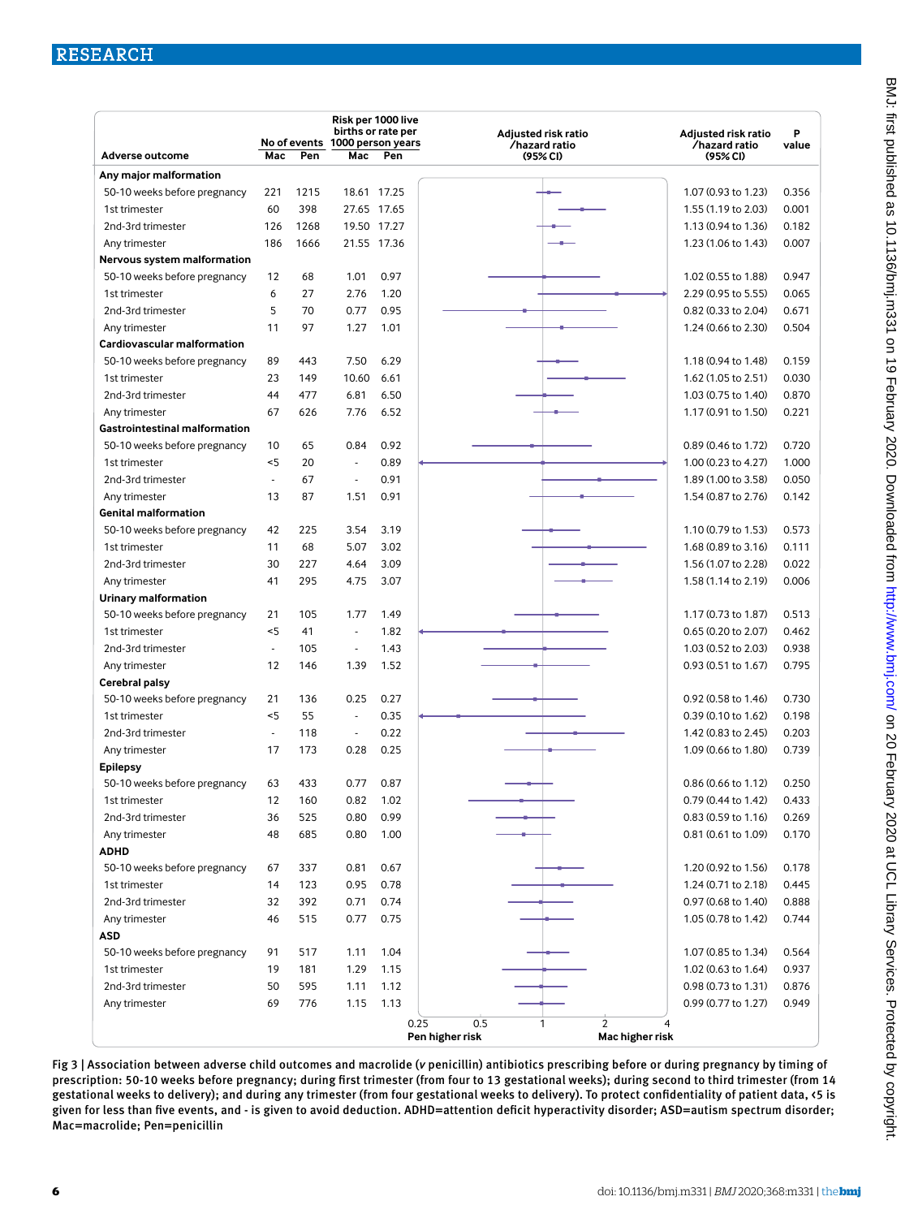| Adverse outcome | No of events Mac | No of events Pen | Risk per 1000 live births or rate per 1000 person years Mac | Risk per 1000 live births or rate per 1000 person years Pen | Adjusted risk ratio /hazard ratio (95% CI) | P value |
|---|---|---|---|---|---|---|
| **Any major malformation** | | | | | | |
| 50-10 weeks before pregnancy | 221 | 1215 | 18.61 | 17.25 | 1.07 (0.93 to 1.23) | 0.356 |
| 1st trimester | 60 | 398 | 27.65 | 17.65 | 1.55 (1.19 to 2.03) | 0.001 |
| 2nd-3rd trimester | 126 | 1268 | 19.50 | 17.27 | 1.13 (0.94 to 1.36) | 0.182 |
| Any trimester | 186 | 1666 | 21.55 | 17.36 | 1.23 (1.06 to 1.43) | 0.007 |
| **Nervous system malformation** | | | | | | |
| 50-10 weeks before pregnancy | 12 | 68 | 1.01 | 0.97 | 1.02 (0.55 to 1.88) | 0.947 |
| 1st trimester | 6 | 27 | 2.76 | 1.20 | 2.29 (0.95 to 5.55) | 0.065 |
| 2nd-3rd trimester | 5 | 70 | 0.77 | 0.95 | 0.82 (0.33 to 2.04) | 0.671 |
| Any trimester | 11 | 97 | 1.27 | 1.01 | 1.24 (0.66 to 2.30) | 0.504 |
| **Cardiovascular malformation** | | | | | | |
| 50-10 weeks before pregnancy | 89 | 443 | 7.50 | 6.29 | 1.18 (0.94 to 1.48) | 0.159 |
| 1st trimester | 23 | 149 | 10.60 | 6.61 | 1.62 (1.05 to 2.51) | 0.030 |
| 2nd-3rd trimester | 44 | 477 | 6.81 | 6.50 | 1.03 (0.75 to 1.40) | 0.870 |
| Any trimester | 67 | 626 | 7.76 | 6.52 | 1.17 (0.91 to 1.50) | 0.221 |
| **Gastrointestinal malformation** | | | | | | |
| 50-10 weeks before pregnancy | 10 | 65 | 0.84 | 0.92 | 0.89 (0.46 to 1.72) | 0.720 |
| 1st trimester | <5 | 20 | - | 0.89 | 1.00 (0.23 to 4.27) | 1.000 |
| 2nd-3rd trimester | - | 67 | - | 0.91 | 1.89 (1.00 to 3.58) | 0.050 |
| Any trimester | 13 | 87 | 1.51 | 0.91 | 1.54 (0.87 to 2.76) | 0.142 |
| **Genital malformation** | | | | | | |
| 50-10 weeks before pregnancy | 42 | 225 | 3.54 | 3.19 | 1.10 (0.79 to 1.53) | 0.573 |
| 1st trimester | 11 | 68 | 5.07 | 3.02 | 1.68 (0.89 to 3.16) | 0.111 |
| 2nd-3rd trimester | 30 | 227 | 4.64 | 3.09 | 1.56 (1.07 to 2.28) | 0.022 |
| Any trimester | 41 | 295 | 4.75 | 3.07 | 1.58 (1.14 to 2.19) | 0.006 |
| **Urinary malformation** | | | | | | |
| 50-10 weeks before pregnancy | 21 | 105 | 1.77 | 1.49 | 1.17 (0.73 to 1.87) | 0.513 |
| 1st trimester | <5 | 41 | - | 1.82 | 0.65 (0.20 to 2.07) | 0.462 |
| 2nd-3rd trimester | - | 105 | - | 1.43 | 1.03 (0.52 to 2.03) | 0.938 |
| Any trimester | 12 | 146 | 1.39 | 1.52 | 0.93 (0.51 to 1.67) | 0.795 |
| **Cerebral palsy** | | | | | | |
| 50-10 weeks before pregnancy | 21 | 136 | 0.25 | 0.27 | 0.92 (0.58 to 1.46) | 0.730 |
| 1st trimester | <5 | 55 | - | 0.35 | 0.39 (0.10 to 1.62) | 0.198 |
| 2nd-3rd trimester | - | 118 | - | 0.22 | 1.42 (0.83 to 2.45) | 0.203 |
| Any trimester | 17 | 173 | 0.28 | 0.25 | 1.09 (0.66 to 1.80) | 0.739 |
| **Epilepsy** | | | | | | |
| 50-10 weeks before pregnancy | 63 | 433 | 0.77 | 0.87 | 0.86 (0.66 to 1.12) | 0.250 |
| 1st trimester | 12 | 160 | 0.82 | 1.02 | 0.79 (0.44 to 1.42) | 0.433 |
| 2nd-3rd trimester | 36 | 525 | 0.80 | 0.99 | 0.83 (0.59 to 1.16) | 0.269 |
| Any trimester | 48 | 685 | 0.80 | 1.00 | 0.81 (0.61 to 1.09) | 0.170 |
| **ADHD** | | | | | | |
| 50-10 weeks before pregnancy | 67 | 337 | 0.81 | 0.67 | 1.20 (0.92 to 1.56) | 0.178 |
| 1st trimester | 14 | 123 | 0.95 | 0.78 | 1.24 (0.71 to 2.18) | 0.445 |
| 2nd-3rd trimester | 32 | 392 | 0.71 | 0.74 | 0.97 (0.68 to 1.40) | 0.888 |
| Any trimester | 46 | 515 | 0.77 | 0.75 | 1.05 (0.78 to 1.42) | 0.744 |
| **ASD** | | | | | | |
| 50-10 weeks before pregnancy | 91 | 517 | 1.11 | 1.04 | 1.07 (0.85 to 1.34) | 0.564 |
| 1st trimester | 19 | 181 | 1.29 | 1.15 | 1.02 (0.63 to 1.64) | 0.937 |
| 2nd-3rd trimester | 50 | 595 | 1.11 | 1.12 | 0.98 (0.73 to 1.31) | 0.876 |
| Any trimester | 69 | 776 | 1.15 | 1.13 | 0.99 (0.77 to 1.27) | 0.949 |

Forest plot axis: 0.25, 0.5, 1, 2, 4 — Pen higher risk / Mac higher risk

Fig 3 | Association between adverse child outcomes and macrolide (*v* penicillin) antibiotics prescribing before or during pregnancy by timing of prescription: 50-10 weeks before pregnancy; during first trimester (from four to 13 gestational weeks); during second to third trimester (from 14 gestational weeks to delivery); and during any trimester (from four gestational weeks to delivery). To protect confidentiality of patient data, <5 is given for less than five events, and - is given to avoid deduction. ADHD=attention deficit hyperactivity disorder; ASD=autism spectrum disorder; Mac=macrolide; Pen=penicillin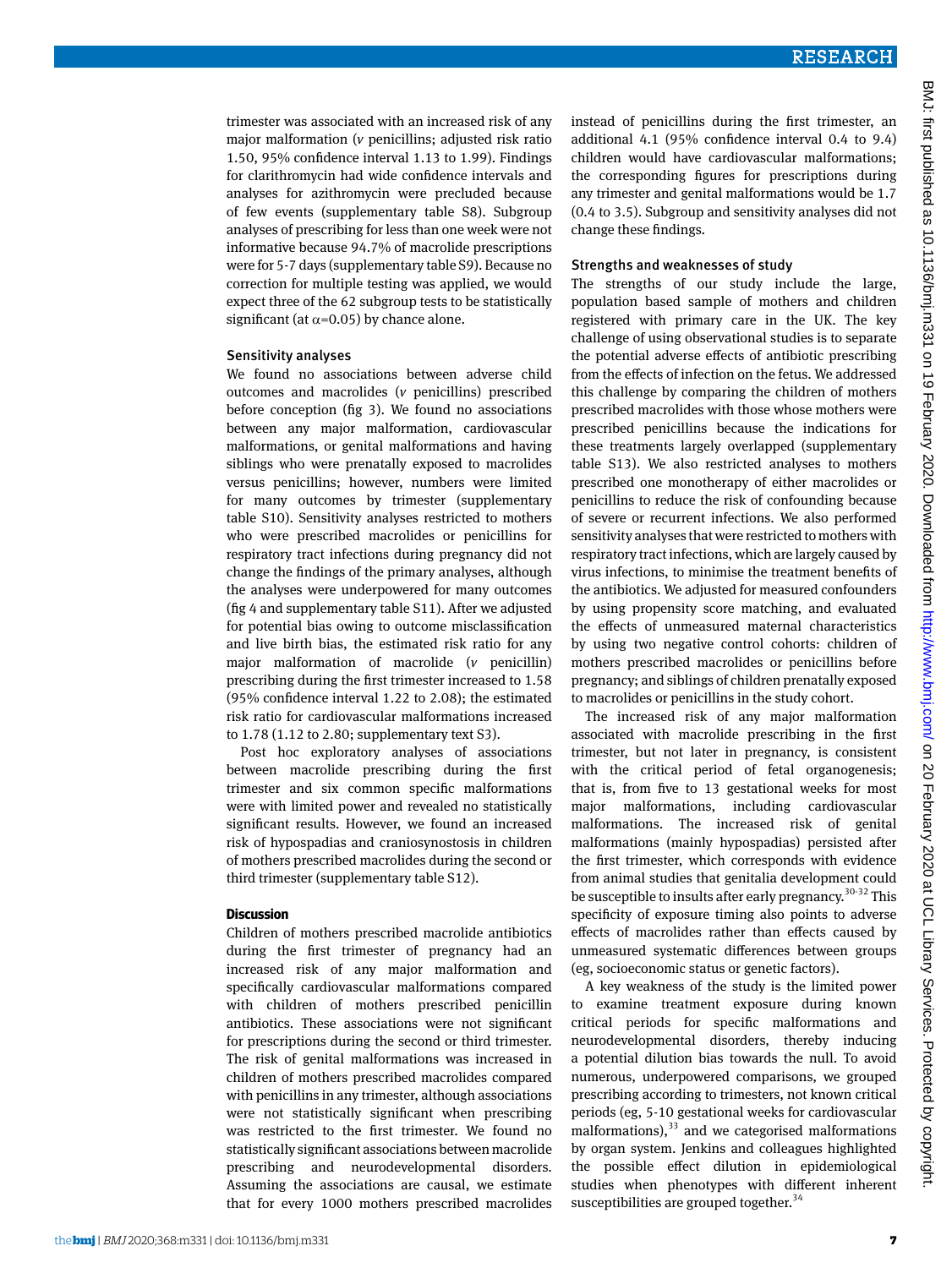trimester was associated with an increased risk of any major malformation (*v* penicillins; adjusted risk ratio 1.50, 95% confidence interval 1.13 to 1.99). Findings for clarithromycin had wide confidence intervals and analyses for azithromycin were precluded because of few events (supplementary table S8). Subgroup analyses of prescribing for less than one week were not informative because 94.7% of macrolide prescriptions were for 5-7 days (supplementary table S9). Because no correction for multiple testing was applied, we would expect three of the 62 subgroup tests to be statistically significant (at $\alpha$=0.05) by chance alone.

### Sensitivity analyses

We found no associations between adverse child outcomes and macrolides (*v* penicillins) prescribed before conception (fig 3). We found no associations between any major malformation, cardiovascular malformations, or genital malformations and having siblings who were prenatally exposed to macrolides versus penicillins; however, numbers were limited for many outcomes by trimester (supplementary table S10). Sensitivity analyses restricted to mothers who were prescribed macrolides or penicillins for respiratory tract infections during pregnancy did not change the findings of the primary analyses, although the analyses were underpowered for many outcomes (fig 4 and supplementary table S11). After we adjusted for potential bias owing to outcome misclassification and live birth bias, the estimated risk ratio for any major malformation of macrolide (*v* penicillin) prescribing during the first trimester increased to 1.58 (95% confidence interval 1.22 to 2.08); the estimated risk ratio for cardiovascular malformations increased to 1.78 (1.12 to 2.80; supplementary text S3).

Post hoc exploratory analyses of associations between macrolide prescribing during the first trimester and six common specific malformations were with limited power and revealed no statistically significant results. However, we found an increased risk of hypospadias and craniosynostosis in children of mothers prescribed macrolides during the second or third trimester (supplementary table S12).

## Discussion

Children of mothers prescribed macrolide antibiotics during the first trimester of pregnancy had an increased risk of any major malformation and specifically cardiovascular malformations compared with children of mothers prescribed penicillin antibiotics. These associations were not significant for prescriptions during the second or third trimester. The risk of genital malformations was increased in children of mothers prescribed macrolides compared with penicillins in any trimester, although associations were not statistically significant when prescribing was restricted to the first trimester. We found no statistically significant associations between macrolide prescribing and neurodevelopmental disorders. Assuming the associations are causal, we estimate that for every 1000 mothers prescribed macrolides instead of penicillins during the first trimester, an additional 4.1 (95% confidence interval 0.4 to 9.4) children would have cardiovascular malformations; the corresponding figures for prescriptions during any trimester and genital malformations would be 1.7 (0.4 to 3.5). Subgroup and sensitivity analyses did not change these findings.

### Strengths and weaknesses of study

The strengths of our study include the large, population based sample of mothers and children registered with primary care in the UK. The key challenge of using observational studies is to separate the potential adverse effects of antibiotic prescribing from the effects of infection on the fetus. We addressed this challenge by comparing the children of mothers prescribed macrolides with those whose mothers were prescribed penicillins because the indications for these treatments largely overlapped (supplementary table S13). We also restricted analyses to mothers prescribed one monotherapy of either macrolides or penicillins to reduce the risk of confounding because of severe or recurrent infections. We also performed sensitivity analyses that were restricted to mothers with respiratory tract infections, which are largely caused by virus infections, to minimise the treatment benefits of the antibiotics. We adjusted for measured confounders by using propensity score matching, and evaluated the effects of unmeasured maternal characteristics by using two negative control cohorts: children of mothers prescribed macrolides or penicillins before pregnancy; and siblings of children prenatally exposed to macrolides or penicillins in the study cohort.

The increased risk of any major malformation associated with macrolide prescribing in the first trimester, but not later in pregnancy, is consistent with the critical period of fetal organogenesis; that is, from five to 13 gestational weeks for most major malformations, including cardiovascular malformations. The increased risk of genital malformations (mainly hypospadias) persisted after the first trimester, which corresponds with evidence from animal studies that genitalia development could be susceptible to insults after early pregnancy.[30-32] This specificity of exposure timing also points to adverse effects of macrolides rather than effects caused by unmeasured systematic differences between groups (eg, socioeconomic status or genetic factors).

A key weakness of the study is the limited power to examine treatment exposure during known critical periods for specific malformations and neurodevelopmental disorders, thereby inducing a potential dilution bias towards the null. To avoid numerous, underpowered comparisons, we grouped prescribing according to trimesters, not known critical periods (eg, 5-10 gestational weeks for cardiovascular malformations),[33] and we categorised malformations by organ system. Jenkins and colleagues highlighted the possible effect dilution in epidemiological studies when phenotypes with different inherent susceptibilities are grouped together.[34]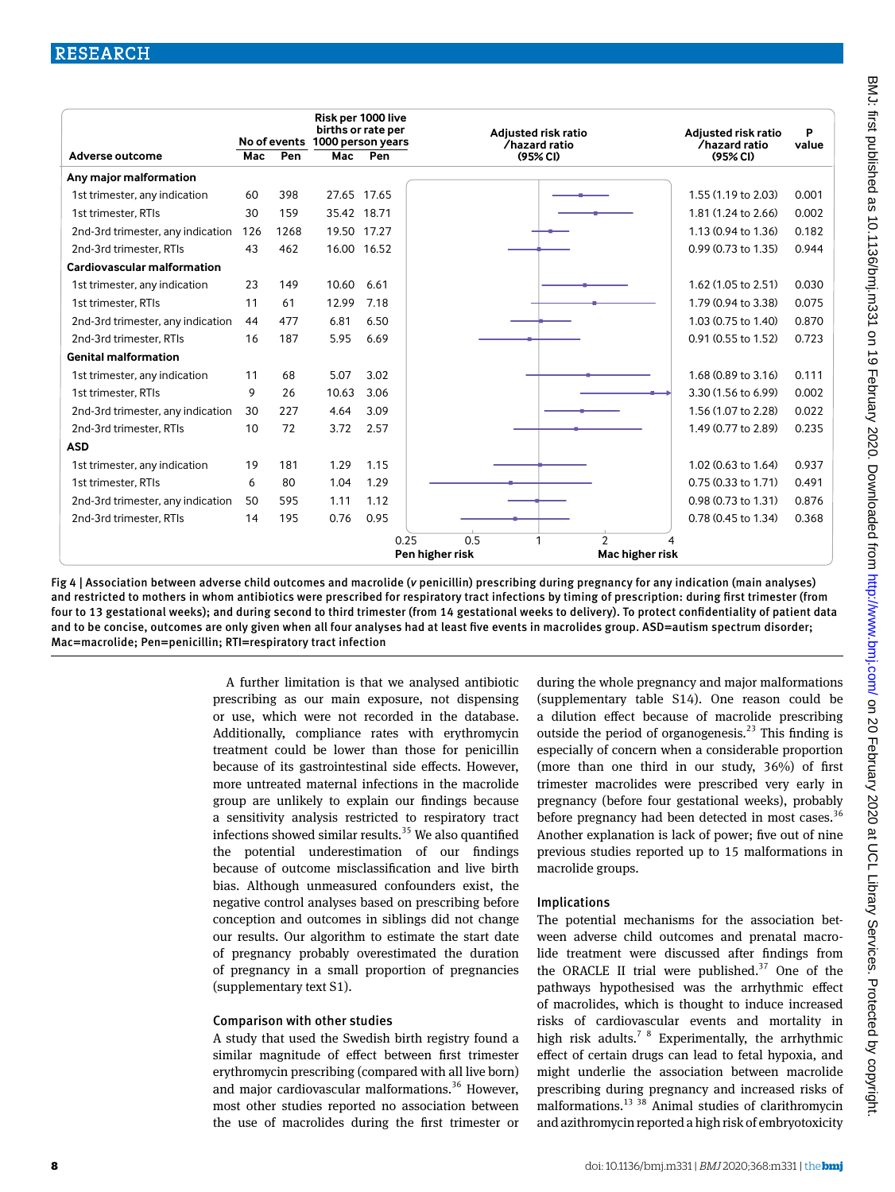| Adverse outcome | No of events Mac | No of events Pen | Risk per 1000 live births or rate per 1000 person years Mac | Risk per 1000 live births or rate per 1000 person years Pen | Adjusted risk ratio /hazard ratio (95% CI) | P value |
|---|---|---|---|---|---|---|
| **Any major malformation** | | | | | | |
| 1st trimester, any indication | 60 | 398 | 27.65 | 17.65 | 1.55 (1.19 to 2.03) | 0.001 |
| 1st trimester, RTIs | 30 | 159 | 35.42 | 18.71 | 1.81 (1.24 to 2.66) | 0.002 |
| 2nd-3rd trimester, any indication | 126 | 1268 | 19.50 | 17.27 | 1.13 (0.94 to 1.36) | 0.182 |
| 2nd-3rd trimester, RTIs | 43 | 462 | 16.00 | 16.52 | 0.99 (0.73 to 1.35) | 0.944 |
| **Cardiovascular malformation** | | | | | | |
| 1st trimester, any indication | 23 | 149 | 10.60 | 6.61 | 1.62 (1.05 to 2.51) | 0.030 |
| 1st trimester, RTIs | 11 | 61 | 12.99 | 7.18 | 1.79 (0.94 to 3.38) | 0.075 |
| 2nd-3rd trimester, any indication | 44 | 477 | 6.81 | 6.50 | 1.03 (0.75 to 1.40) | 0.870 |
| 2nd-3rd trimester, RTIs | 16 | 187 | 5.95 | 6.69 | 0.91 (0.55 to 1.52) | 0.723 |
| **Genital malformation** | | | | | | |
| 1st trimester, any indication | 11 | 68 | 5.07 | 3.02 | 1.68 (0.89 to 3.16) | 0.111 |
| 1st trimester, RTIs | 9 | 26 | 10.63 | 3.06 | 3.30 (1.56 to 6.99) | 0.002 |
| 2nd-3rd trimester, any indication | 30 | 227 | 4.64 | 3.09 | 1.56 (1.07 to 2.28) | 0.022 |
| 2nd-3rd trimester, RTIs | 10 | 72 | 3.72 | 2.57 | 1.49 (0.77 to 2.89) | 0.235 |
| **ASD** | | | | | | |
| 1st trimester, any indication | 19 | 181 | 1.29 | 1.15 | 1.02 (0.63 to 1.64) | 0.937 |
| 1st trimester, RTIs | 6 | 80 | 1.04 | 1.29 | 0.75 (0.33 to 1.71) | 0.491 |
| 2nd-3rd trimester, any indication | 50 | 595 | 1.11 | 1.12 | 0.98 (0.73 to 1.31) | 0.876 |
| 2nd-3rd trimester, RTIs | 14 | 195 | 0.76 | 0.95 | 0.78 (0.45 to 1.34) | 0.368 |

Forest plot axis: 0.25, 0.5, 1, 2, 4 — Pen higher risk / Mac higher risk

Fig 4 | Association between adverse child outcomes and macrolide (*v* penicillin) prescribing during pregnancy for any indication (main analyses) and restricted to mothers in whom antibiotics were prescribed for respiratory tract infections by timing of prescription: during first trimester (from four to 13 gestational weeks); and during second to third trimester (from 14 gestational weeks to delivery). To protect confidentiality of patient data and to be concise, outcomes are only given when all four analyses had at least five events in macrolides group. ASD=autism spectrum disorder; Mac=macrolide; Pen=penicillin; RTI=respiratory tract infection

A further limitation is that we analysed antibiotic prescribing as our main exposure, not dispensing or use, which were not recorded in the database. Additionally, compliance rates with erythromycin treatment could be lower than those for penicillin because of its gastrointestinal side effects. However, more untreated maternal infections in the macrolide group are unlikely to explain our findings because a sensitivity analysis restricted to respiratory tract infections showed similar results.[35] We also quantified the potential underestimation of our findings because of outcome misclassification and live birth bias. Although unmeasured confounders exist, the negative control analyses based on prescribing before conception and outcomes in siblings did not change our results. Our algorithm to estimate the start date of pregnancy probably overestimated the duration of pregnancy in a small proportion of pregnancies (supplementary text S1).

### Comparison with other studies

A study that used the Swedish birth registry found a similar magnitude of effect between first trimester erythromycin prescribing (compared with all live born) and major cardiovascular malformations.[36] However, most other studies reported no association between the use of macrolides during the first trimester or during the whole pregnancy and major malformations (supplementary table S14). One reason could be a dilution effect because of macrolide prescribing outside the period of organogenesis.[23] This finding is especially of concern when a considerable proportion (more than one third in our study, 36%) of first trimester macrolides were prescribed very early in pregnancy (before four gestational weeks), probably before pregnancy had been detected in most cases.[36] Another explanation is lack of power; five out of nine previous studies reported up to 15 malformations in macrolide groups.

### Implications

The potential mechanisms for the association between adverse child outcomes and prenatal macrolide treatment were discussed after findings from the ORACLE II trial were published.[37] One of the pathways hypothesised was the arrhythmic effect of macrolides, which is thought to induce increased risks of cardiovascular events and mortality in high risk adults.[7,8] Experimentally, the arrhythmic effect of certain drugs can lead to fetal hypoxia, and might underlie the association between macrolide prescribing during pregnancy and increased risks of malformations.[13,38] Animal studies of clarithromycin and azithromycin reported a high risk of embryotoxicity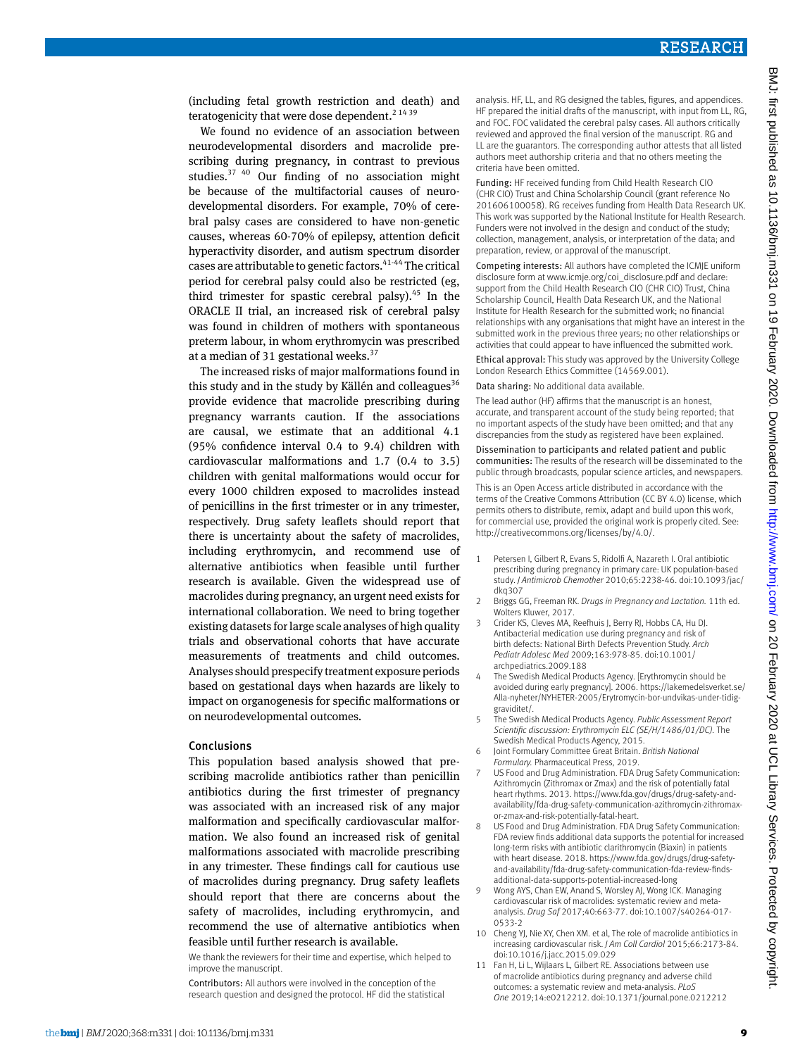(including fetal growth restriction and death) and teratogenicity that were dose dependent.[2 14 39]

We found no evidence of an association between neurodevelopmental disorders and macrolide prescribing during pregnancy, in contrast to previous studies.[37 40] Our finding of no association might be because of the multifactorial causes of neurodevelopmental disorders. For example, 70% of cerebral palsy cases are considered to have non-genetic causes, whereas 60-70% of epilepsy, attention deficit hyperactivity disorder, and autism spectrum disorder cases are attributable to genetic factors.[41-44] The critical period for cerebral palsy could also be restricted (eg, third trimester for spastic cerebral palsy).[45] In the ORACLE II trial, an increased risk of cerebral palsy was found in children of mothers with spontaneous preterm labour, in whom erythromycin was prescribed at a median of 31 gestational weeks.[37]

The increased risks of major malformations found in this study and in the study by Källén and colleagues[36] provide evidence that macrolide prescribing during pregnancy warrants caution. If the associations are causal, we estimate that an additional 4.1 (95% confidence interval 0.4 to 9.4) children with cardiovascular malformations and 1.7 (0.4 to 3.5) children with genital malformations would occur for every 1000 children exposed to macrolides instead of penicillins in the first trimester or in any trimester, respectively. Drug safety leaflets should report that there is uncertainty about the safety of macrolides, including erythromycin, and recommend use of alternative antibiotics when feasible until further research is available. Given the widespread use of macrolides during pregnancy, an urgent need exists for international collaboration. We need to bring together existing datasets for large scale analyses of high quality trials and observational cohorts that have accurate measurements of treatments and child outcomes. Analyses should prespecify treatment exposure periods based on gestational days when hazards are likely to impact on organogenesis for specific malformations or on neurodevelopmental outcomes.

## Conclusions

This population based analysis showed that prescribing macrolide antibiotics rather than penicillin antibiotics during the first trimester of pregnancy was associated with an increased risk of any major malformation and specifically cardiovascular malformation. We also found an increased risk of genital malformations associated with macrolide prescribing in any trimester. These findings call for cautious use of macrolides during pregnancy. Drug safety leaflets should report that there are concerns about the safety of macrolides, including erythromycin, and recommend the use of alternative antibiotics when feasible until further research is available.

We thank the reviewers for their time and expertise, which helped to improve the manuscript.

Contributors: All authors were involved in the conception of the research question and designed the protocol. HF did the statistical analysis. HF, LL, and RG designed the tables, figures, and appendices. HF prepared the initial drafts of the manuscript, with input from LL, RG, and FOC. FOC validated the cerebral palsy cases. All authors critically reviewed and approved the final version of the manuscript. RG and LL are the guarantors. The corresponding author attests that all listed authors meet authorship criteria and that no others meeting the criteria have been omitted.

Funding: HF received funding from Child Health Research CIO (CHR CIO) Trust and China Scholarship Council (grant reference No 201606100058). RG receives funding from Health Data Research UK. This work was supported by the National Institute for Health Research. Funders were not involved in the design and conduct of the study; collection, management, analysis, or interpretation of the data; and preparation, review, or approval of the manuscript.

Competing interests: All authors have completed the ICMJE uniform disclosure form at www.icmje.org/coi_disclosure.pdf and declare: support from the Child Health Research CIO (CHR CIO) Trust, China Scholarship Council, Health Data Research UK, and the National Institute for Health Research for the submitted work; no financial relationships with any organisations that might have an interest in the submitted work in the previous three years; no other relationships or activities that could appear to have influenced the submitted work.

Ethical approval: This study was approved by the University College London Research Ethics Committee (14569.001).

Data sharing: No additional data available.

The lead author (HF) affirms that the manuscript is an honest, accurate, and transparent account of the study being reported; that no important aspects of the study have been omitted; and that any discrepancies from the study as registered have been explained.

Dissemination to participants and related patient and public communities: The results of the research will be disseminated to the public through broadcasts, popular science articles, and newspapers.

This is an Open Access article distributed in accordance with the terms of the Creative Commons Attribution (CC BY 4.0) license, which permits others to distribute, remix, adapt and build upon this work, for commercial use, provided the original work is properly cited. See: http://creativecommons.org/licenses/by/4.0/.

1. Petersen I, Gilbert R, Evans S, Ridolfi A, Nazareth I. Oral antibiotic prescribing during pregnancy in primary care: UK population-based study. *J Antimicrob Chemother* 2010;65:2238-46. doi:10.1093/jac/dkq307
2. Briggs GG, Freeman RK. *Drugs in Pregnancy and Lactation.* 11th ed. Wolters Kluwer, 2017.
3. Crider KS, Cleves MA, Reefhuis J, Berry RJ, Hobbs CA, Hu DJ. Antibacterial medication use during pregnancy and risk of birth defects: National Birth Defects Prevention Study. *Arch Pediatr Adolesc Med* 2009;163:978-85. doi:10.1001/archpediatrics.2009.188
4. The Swedish Medical Products Agency. [Erythromycin should be avoided during early pregnancy]. 2006. https://lakemedelsverket.se/Alla-nyheter/NYHETER-2005/Erytromycin-bor-undvikas-under-tidig-graviditet/.
5. The Swedish Medical Products Agency. *Public Assessment Report Scientific discussion: Erythromycin ELC (SE/H/1486/01/DC).* The Swedish Medical Products Agency, 2015.
6. Joint Formulary Committee Great Britain. *British National Formulary.* Pharmaceutical Press, 2019.
7. US Food and Drug Administration. FDA Drug Safety Communication: Azithromycin (Zithromax or Zmax) and the risk of potentially fatal heart rhythms. 2013. https://www.fda.gov/drugs/drug-safety-and-availability/fda-drug-safety-communication-azithromycin-zithromax-or-zmax-and-risk-potentially-fatal-heart.
8. US Food and Drug Administration. FDA Drug Safety Communication: FDA review finds additional data supports the potential for increased long-term risks with antibiotic clarithromycin (Biaxin) in patients with heart disease. 2018. https://www.fda.gov/drugs/drug-safety-and-availability/fda-drug-safety-communication-fda-review-finds-additional-data-supports-potential-increased-long
9. Wong AYS, Chan EW, Anand S, Worsley AJ, Wong ICK. Managing cardiovascular risk of macrolides: systematic review and meta-analysis. *Drug Saf* 2017;40:663-77. doi:10.1007/s40264-017-0533-2
10. Cheng YJ, Nie XY, Chen XM. et al, The role of macrolide antibiotics in increasing cardiovascular risk. *J Am Coll Cardiol* 2015;66:2173-84. doi:10.1016/j.jacc.2015.09.029
11. Fan H, Li L, Wijlaars L, Gilbert RE. Associations between use of macrolide antibiotics during pregnancy and adverse child outcomes: a systematic review and meta-analysis. *PLoS One* 2019;14:e0212212. doi:10.1371/journal.pone.0212212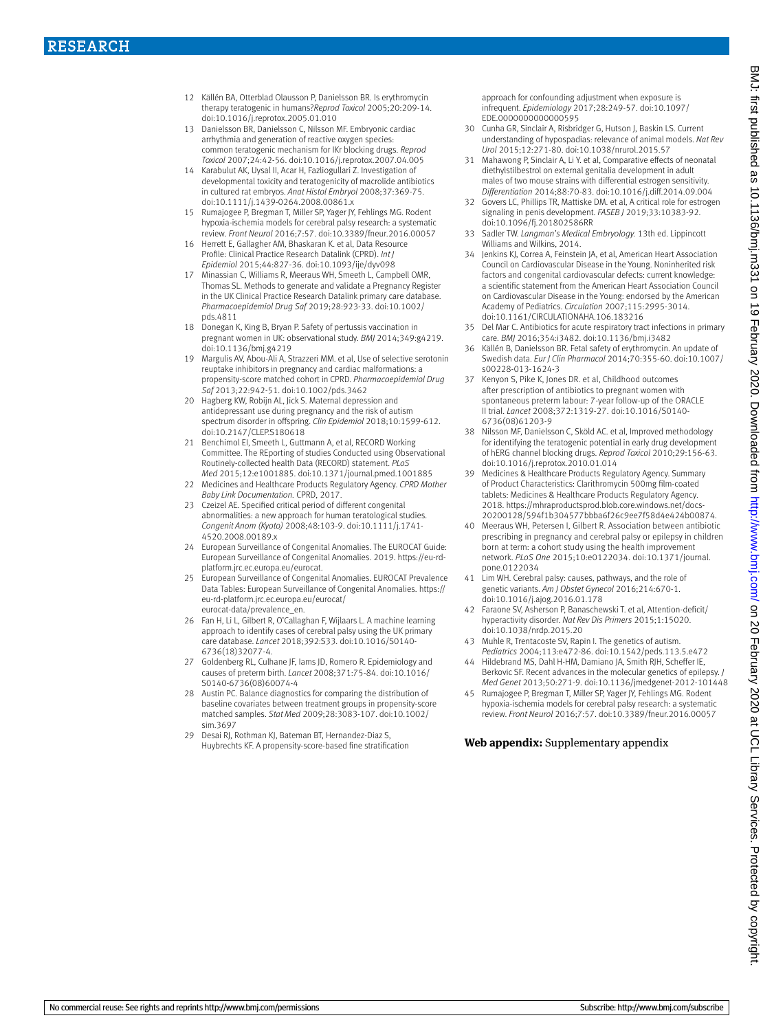12 Källén BA, Otterblad Olausson P, Danielsson BR. Is erythromycin therapy teratogenic in humans?*Reprod Toxicol* 2005;20:209-14. doi:10.1016/j.reprotox.2005.01.010

13 Danielsson BR, Danielsson C, Nilsson MF. Embryonic cardiac arrhythmia and generation of reactive oxygen species: common teratogenic mechanism for IKr blocking drugs. *Reprod Toxicol* 2007;24:42-56. doi:10.1016/j.reprotox.2007.04.005

14 Karabulut AK, Uysal II, Acar H, Fazliogullari Z. Investigation of developmental toxicity and teratogenicity of macrolide antibiotics in cultured rat embryos. *Anat Histol Embryol* 2008;37:369-75. doi:10.1111/j.1439-0264.2008.00861.x

15 Rumajogee P, Bregman T, Miller SP, Yager JY, Fehlings MG. Rodent hypoxia-ischemia models for cerebral palsy research: a systematic review. *Front Neurol* 2016;7:57. doi:10.3389/fneur.2016.00057

16 Herrett E, Gallagher AM, Bhaskaran K. et al, Data Resource Profile: Clinical Practice Research Datalink (CPRD). *Int J Epidemiol* 2015;44:827-36. doi:10.1093/ije/dyv098

17 Minassian C, Williams R, Meeraus WH, Smeeth L, Campbell OMR, Thomas SL. Methods to generate and validate a Pregnancy Register in the UK Clinical Practice Research Datalink primary care database. *Pharmacoepidemiol Drug Saf* 2019;28:923-33. doi:10.1002/pds.4811

18 Donegan K, King B, Bryan P. Safety of pertussis vaccination in pregnant women in UK: observational study. *BMJ* 2014;349:g4219. doi:10.1136/bmj.g4219

19 Margulis AV, Abou-Ali A, Strazzeri MM. et al, Use of selective serotonin reuptake inhibitors in pregnancy and cardiac malformations: a propensity-score matched cohort in CPRD. *Pharmacoepidemiol Drug Saf* 2013;22:942-51. doi:10.1002/pds.3462

20 Hagberg KW, Robijn AL, Jick S. Maternal depression and antidepressant use during pregnancy and the risk of autism spectrum disorder in offspring. *Clin Epidemiol* 2018;10:1599-612. doi:10.2147/CLEP.S180618

21 Benchimol EI, Smeeth L, Guttmann A, et al, RECORD Working Committee. The REporting of studies Conducted using Observational Routinely-collected health Data (RECORD) statement. *PLoS Med* 2015;12:e1001885. doi:10.1371/journal.pmed.1001885

22 Medicines and Healthcare Products Regulatory Agency. *CPRD Mother Baby Link Documentation.* CPRD, 2017.

23 Czeizel AE. Specified critical period of different congenital abnormalities: a new approach for human teratological studies. *Congenit Anom (Kyoto)* 2008;48:103-9. doi:10.1111/j.1741-4520.2008.00189.x

24 European Surveillance of Congenital Anomalies. The EUROCAT Guide: European Surveillance of Congenital Anomalies. 2019. https://eu-rd-platform.jrc.ec.europa.eu/eurocat.

25 European Surveillance of Congenital Anomalies. EUROCAT Prevalence Data Tables: European Surveillance of Congenital Anomalies. https://eu-rd-platform.jrc.ec.europa.eu/eurocat/eurocat-data/prevalence_en.

26 Fan H, Li L, Gilbert R, O'Callaghan F, Wijlaars L. A machine learning approach to identify cases of cerebral palsy using the UK primary care database. *Lancet* 2018;392:S33. doi:10.1016/S0140-6736(18)32077-4.

27 Goldenberg RL, Culhane JF, Iams JD, Romero R. Epidemiology and causes of preterm birth. *Lancet* 2008;371:75-84. doi:10.1016/S0140-6736(08)60074-4

28 Austin PC. Balance diagnostics for comparing the distribution of baseline covariates between treatment groups in propensity-score matched samples. *Stat Med* 2009;28:3083-107. doi:10.1002/sim.3697

29 Desai RJ, Rothman KJ, Bateman BT, Hernandez-Diaz S, Huybrechts KF. A propensity-score-based fine stratification approach for confounding adjustment when exposure is infrequent. *Epidemiology* 2017;28:249-57. doi:10.1097/EDE.0000000000000595

30 Cunha GR, Sinclair A, Risbridger G, Hutson J, Baskin LS. Current understanding of hypospadias: relevance of animal models. *Nat Rev Urol* 2015;12:271-80. doi:10.1038/nrurol.2015.57

31 Mahawong P, Sinclair A, Li Y. et al, Comparative effects of neonatal diethylstilbestrol on external genitalia development in adult males of two mouse strains with differential estrogen sensitivity. *Differentiation* 2014;88:70-83. doi:10.1016/j.diff.2014.09.004

32 Govers LC, Phillips TR, Mattiske DM. et al, A critical role for estrogen signaling in penis development. *FASEB J* 2019;33:10383-92. doi:10.1096/fj.201802586RR

33 Sadler TW. *Langman's Medical Embryology.* 13th ed. Lippincott Williams and Wilkins, 2014.

34 Jenkins KJ, Correa A, Feinstein JA, et al, American Heart Association Council on Cardiovascular Disease in the Young. Noninherited risk factors and congenital cardiovascular defects: current knowledge: a scientific statement from the American Heart Association Council on Cardiovascular Disease in the Young: endorsed by the American Academy of Pediatrics. *Circulation* 2007;115:2995-3014. doi:10.1161/CIRCULATIONAHA.106.183216

35 Del Mar C. Antibiotics for acute respiratory tract infections in primary care. *BMJ* 2016;354:i3482. doi:10.1136/bmj.i3482

36 Källén B, Danielsson BR. Fetal safety of erythromycin. An update of Swedish data. *Eur J Clin Pharmacol* 2014;70:355-60. doi:10.1007/s00228-013-1624-3

37 Kenyon S, Pike K, Jones DR. et al, Childhood outcomes after prescription of antibiotics to pregnant women with spontaneous preterm labour: 7-year follow-up of the ORACLE II trial. *Lancet* 2008;372:1319-27. doi:10.1016/S0140-6736(08)61203-9

38 Nilsson MF, Danielsson C, Sköld AC. et al, Improved methodology for identifying the teratogenic potential in early drug development of hERG channel blocking drugs. *Reprod Toxicol* 2010;29:156-63. doi:10.1016/j.reprotox.2010.01.014

39 Medicines & Healthcare Products Regulatory Agency. Summary of Product Characteristics: Clarithromycin 500mg film-coated tablets: Medicines & Healthcare Products Regulatory Agency. 2018. https://mhraproductsprod.blob.core.windows.net/docs-20200128/594f1b304577bbba6f26c9ee7f58d4e424b00874.

40 Meeraus WH, Petersen I, Gilbert R. Association between antibiotic prescribing in pregnancy and cerebral palsy or epilepsy in children born at term: a cohort study using the health improvement network. *PLoS One* 2015;10:e0122034. doi:10.1371/journal.pone.0122034

41 Lim WH. Cerebral palsy: causes, pathways, and the role of genetic variants. *Am J Obstet Gynecol* 2016;214:670-1. doi:10.1016/j.ajog.2016.01.178

42 Faraone SV, Asherson P, Banaschewski T. et al, Attention-deficit/hyperactivity disorder. *Nat Rev Dis Primers* 2015;1:15020. doi:10.1038/nrdp.2015.20

43 Muhle R, Trentacoste SV, Rapin I. The genetics of autism. *Pediatrics* 2004;113:e472-86. doi:10.1542/peds.113.5.e472

44 Hildebrand MS, Dahl H-HM, Damiano JA, Smith RJH, Scheffer IE, Berkovic SF. Recent advances in the molecular genetics of epilepsy. *J Med Genet* 2013;50:271-9. doi:10.1136/jmedgenet-2012-101448

45 Rumajogee P, Bregman T, Miller SP, Yager JY, Fehlings MG. Rodent hypoxia-ischemia models for cerebral palsy research: a systematic review. *Front Neurol* 2016;7:57. doi:10.3389/fneur.2016.00057

**Web appendix:** Supplementary appendix